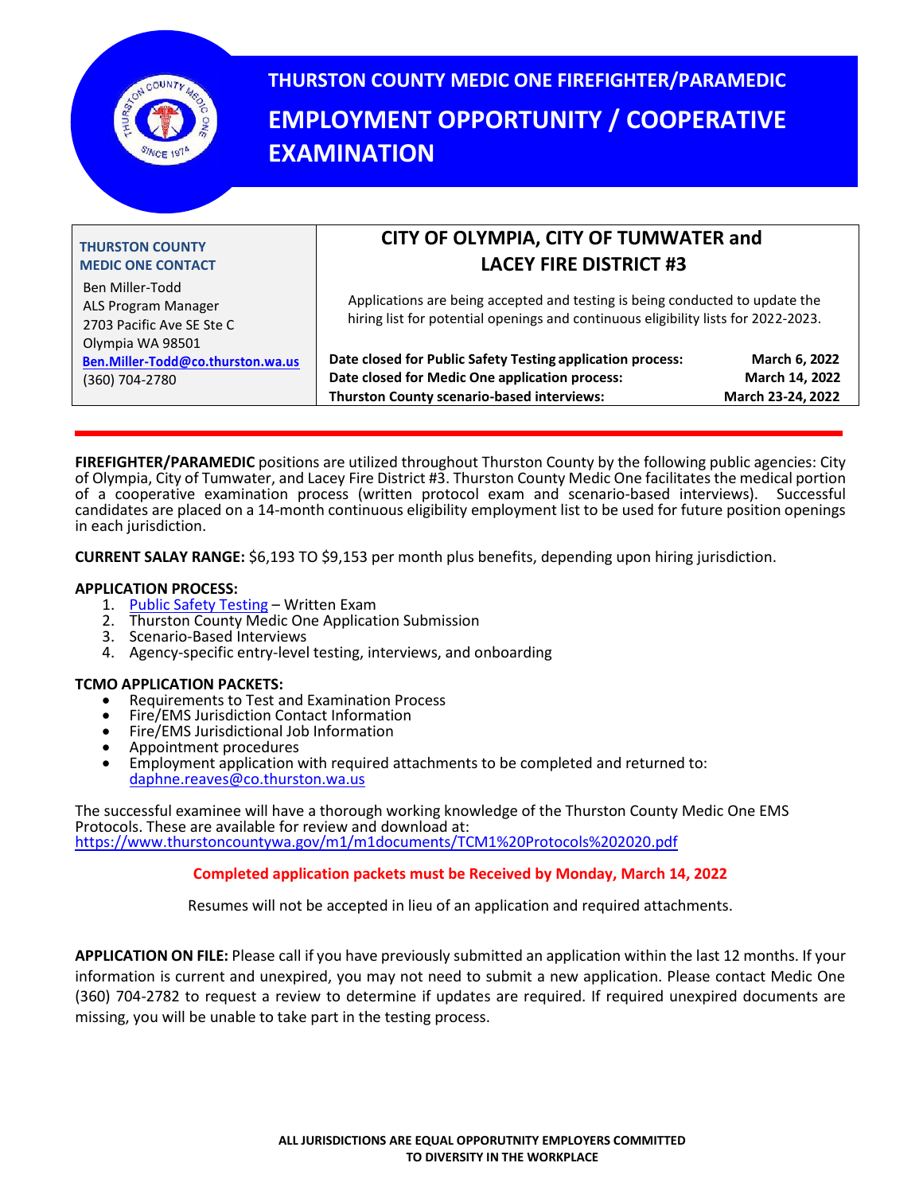# THURSTON COUNTY MEDIC ONE FIREFIGHTER/PARAMEDIC

# EMPLOYMENT OPPORTUNITY / COOPERATIVE EXAMINATION

**THURSTON COUNTY MEDIC ONE CONTACT**

Ben Miller-Todd
ALS Program Manager
2703 Pacific Ave SE Ste C
Olympia WA 98501
**Ben.Miller-Todd@co.thurston.wa.us**
(360) 704-2780

## CITY OF OLYMPIA, CITY OF TUMWATER and LACEY FIRE DISTRICT #3

Applications are being accepted and testing is being conducted to update the hiring list for potential openings and continuous eligibility lists for 2022-2023.

| | |
|---|---|
| **Date closed for Public Safety Testing application process:** | **March 6, 2022** |
| **Date closed for Medic One application process:** | **March 14, 2022** |
| **Thurston County scenario-based interviews:** | **March 23-24, 2022** |

**FIREFIGHTER/PARAMEDIC** positions are utilized throughout Thurston County by the following public agencies: City of Olympia, City of Tumwater, and Lacey Fire District #3. Thurston County Medic One facilitates the medical portion of a cooperative examination process (written protocol exam and scenario-based interviews). Successful candidates are placed on a 14-month continuous eligibility employment list to be used for future position openings in each jurisdiction.

**CURRENT SALAY RANGE:** $6,193 TO $9,153 per month plus benefits, depending upon hiring jurisdiction.

**APPLICATION PROCESS:**

1. Public Safety Testing – Written Exam
2. Thurston County Medic One Application Submission
3. Scenario-Based Interviews
4. Agency-specific entry-level testing, interviews, and onboarding

**TCMO APPLICATION PACKETS:**

- Requirements to Test and Examination Process
- Fire/EMS Jurisdiction Contact Information
- Fire/EMS Jurisdictional Job Information
- Appointment procedures
- Employment application with required attachments to be completed and returned to: daphne.reaves@co.thurston.wa.us

The successful examinee will have a thorough working knowledge of the Thurston County Medic One EMS Protocols. These are available for review and download at:
https://www.thurstoncountywa.gov/m1/m1documents/TCM1%20Protocols%202020.pdf

**Completed application packets must be Received by Monday, March 14, 2022**

Resumes will not be accepted in lieu of an application and required attachments.

**APPLICATION ON FILE:** Please call if you have previously submitted an application within the last 12 months. If your information is current and unexpired, you may not need to submit a new application. Please contact Medic One (360) 704-2782 to request a review to determine if updates are required. If required unexpired documents are missing, you will be unable to take part in the testing process.

**ALL JURISDICTIONS ARE EQUAL OPPORTUNTIY EMPLOYERS COMMITTED TO DIVERSITY IN THE WORKPLACE**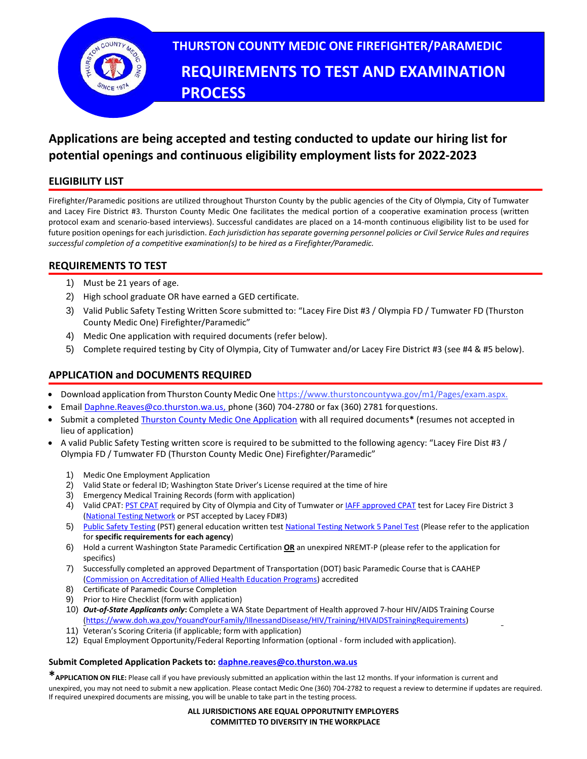# THURSTON COUNTY MEDIC ONE FIREFIGHTER/PARAMEDIC

# REQUIREMENTS TO TEST AND EXAMINATION PROCESS

## Applications are being accepted and testing conducted to update our hiring list for potential openings and continuous eligibility employment lists for 2022-2023

### ELIGIBILITY LIST

Firefighter/Paramedic positions are utilized throughout Thurston County by the public agencies of the City of Olympia, City of Tumwater and Lacey Fire District #3. Thurston County Medic One facilitates the medical portion of a cooperative examination process (written protocol exam and scenario-based interviews). Successful candidates are placed on a 14-month continuous eligibility list to be used for future position openings for each jurisdiction. *Each jurisdiction has separate governing personnel policies or Civil Service Rules and requires successful completion of a competitive examination(s) to be hired as a Firefighter/Paramedic.*

### REQUIREMENTS TO TEST

1) Must be 21 years of age.
2) High school graduate OR have earned a GED certificate.
3) Valid Public Safety Testing Written Score submitted to: "Lacey Fire Dist #3 / Olympia FD / Tumwater FD (Thurston County Medic One) Firefighter/Paramedic"
4) Medic One application with required documents (refer below).
5) Complete required testing by City of Olympia, City of Tumwater and/or Lacey Fire District #3 (see #4 & #5 below).

### APPLICATION and DOCUMENTS REQUIRED

- Download application from Thurston County Medic One https://www.thurstoncountywa.gov/m1/Pages/exam.aspx.
- Email Daphne.Reaves@co.thurston.wa.us, phone (360) 704-2780 or fax (360) 2781 for questions.
- Submit a completed Thurston County Medic One Application with all required documents* (resumes not accepted in lieu of application)
- A valid Public Safety Testing written score is required to be submitted to the following agency: "Lacey Fire Dist #3 / Olympia FD / Tumwater FD (Thurston County Medic One) Firefighter/Paramedic"

1) Medic One Employment Application
2) Valid State or federal ID; Washington State Driver's License required at the time of hire
3) Emergency Medical Training Records (form with application)
4) Valid CPAT: PST CPAT required by City of Olympia and City of Tumwater or IAFF approved CPAT test for Lacey Fire District 3 (National Testing Network or PST accepted by Lacey FD#3)
5) Public Safety Testing (PST) general education written test National Testing Network 5 Panel Test (Please refer to the application for **specific requirements for each agency**)
6) Hold a current Washington State Paramedic Certification **OR** an unexpired NREMT-P (please refer to the application for specifics)
7) Successfully completed an approved Department of Transportation (DOT) basic Paramedic Course that is CAAHEP (Commission on Accreditation of Allied Health Education Programs) accredited
8) Certificate of Paramedic Course Completion
9) Prior to Hire Checklist (form with application)
10) ***Out-of-State Applicants only*:** Complete a WA State Department of Health approved 7-hour HIV/AIDS Training Course (https://www.doh.wa.gov/YouandYourFamily/IllnessandDisease/HIV/Training/HIVAIDSTrainingRequirements)
11) Veteran's Scoring Criteria (if applicable; form with application)
12) Equal Employment Opportunity/Federal Reporting Information (optional - form included with application).

**Submit Completed Application Packets to: daphne.reaves@co.thurston.wa.us**

***APPLICATION ON FILE:** Please call if you have previously submitted an application within the last 12 months. If your information is current and unexpired, you may not need to submit a new application. Please contact Medic One (360) 704-2782 to request a review to determine if updates are required. If required unexpired documents are missing, you will be unable to take part in the testing process.

**ALL JURISDICTIONS ARE EQUAL OPPORTUNTIY EMPLOYERS**
**COMMITTED TO DIVERSITY IN THE WORKPLACE**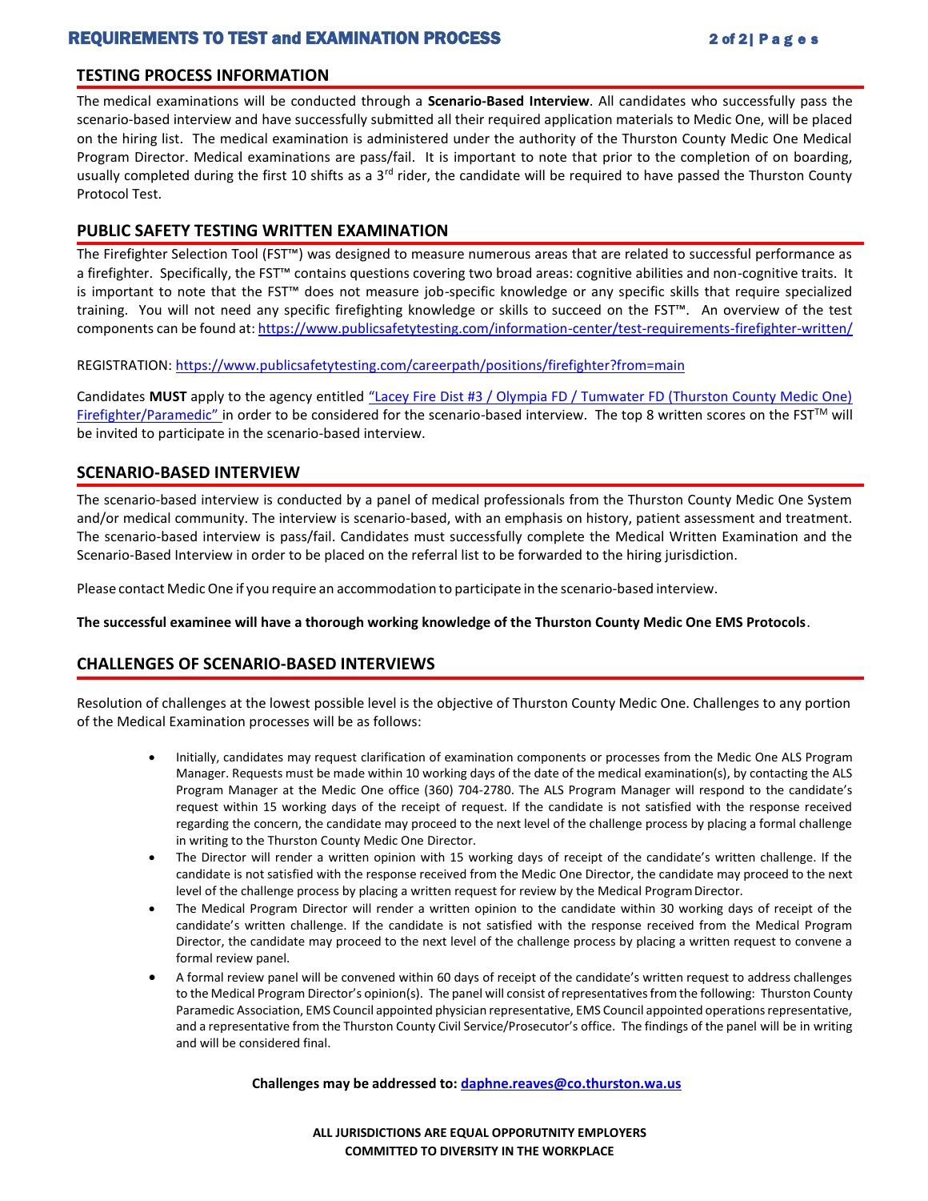## TESTING PROCESS INFORMATION

The medical examinations will be conducted through a **Scenario-Based Interview**. All candidates who successfully pass the scenario-based interview and have successfully submitted all their required application materials to Medic One, will be placed on the hiring list. The medical examination is administered under the authority of the Thurston County Medic One Medical Program Director. Medical examinations are pass/fail. It is important to note that prior to the completion of on boarding, usually completed during the first 10 shifts as a 3rd rider, the candidate will be required to have passed the Thurston County Protocol Test.

## PUBLIC SAFETY TESTING WRITTEN EXAMINATION

The Firefighter Selection Tool (FST™) was designed to measure numerous areas that are related to successful performance as a firefighter. Specifically, the FST™ contains questions covering two broad areas: cognitive abilities and non-cognitive traits. It is important to note that the FST™ does not measure job-specific knowledge or any specific skills that require specialized training. You will not need any specific firefighting knowledge or skills to succeed on the FST™. An overview of the test components can be found at: https://www.publicsafetytesting.com/information-center/test-requirements-firefighter-written/

REGISTRATION: https://www.publicsafetytesting.com/careerpath/positions/firefighter?from=main

Candidates **MUST** apply to the agency entitled "Lacey Fire Dist #3 / Olympia FD / Tumwater FD (Thurston County Medic One) Firefighter/Paramedic" in order to be considered for the scenario-based interview. The top 8 written scores on the FST™ will be invited to participate in the scenario-based interview.

## SCENARIO-BASED INTERVIEW

The scenario-based interview is conducted by a panel of medical professionals from the Thurston County Medic One System and/or medical community. The interview is scenario-based, with an emphasis on history, patient assessment and treatment. The scenario-based interview is pass/fail. Candidates must successfully complete the Medical Written Examination and the Scenario-Based Interview in order to be placed on the referral list to be forwarded to the hiring jurisdiction.

Please contact Medic One if you require an accommodation to participate in the scenario-based interview.

**The successful examinee will have a thorough working knowledge of the Thurston County Medic One EMS Protocols**.

## CHALLENGES OF SCENARIO-BASED INTERVIEWS

Resolution of challenges at the lowest possible level is the objective of Thurston County Medic One. Challenges to any portion of the Medical Examination processes will be as follows:

- Initially, candidates may request clarification of examination components or processes from the Medic One ALS Program Manager. Requests must be made within 10 working days of the date of the medical examination(s), by contacting the ALS Program Manager at the Medic One office (360) 704-2780. The ALS Program Manager will respond to the candidate's request within 15 working days of the receipt of request. If the candidate is not satisfied with the response received regarding the concern, the candidate may proceed to the next level of the challenge process by placing a formal challenge in writing to the Thurston County Medic One Director.
- The Director will render a written opinion with 15 working days of receipt of the candidate's written challenge. If the candidate is not satisfied with the response received from the Medic One Director, the candidate may proceed to the next level of the challenge process by placing a written request for review by the Medical Program Director.
- The Medical Program Director will render a written opinion to the candidate within 30 working days of receipt of the candidate's written challenge. If the candidate is not satisfied with the response received from the Medical Program Director, the candidate may proceed to the next level of the challenge process by placing a written request to convene a formal review panel.
- A formal review panel will be convened within 60 days of receipt of the candidate's written request to address challenges to the Medical Program Director's opinion(s). The panel will consist of representatives from the following: Thurston County Paramedic Association, EMS Council appointed physician representative, EMS Council appointed operations representative, and a representative from the Thurston County Civil Service/Prosecutor's office. The findings of the panel will be in writing and will be considered final.

**Challenges may be addressed to: daphne.reaves@co.thurston.wa.us**

**ALL JURISDICTIONS ARE EQUAL OPPORUTNITY EMPLOYERS**
**COMMITTED TO DIVERSITY IN THE WORKPLACE**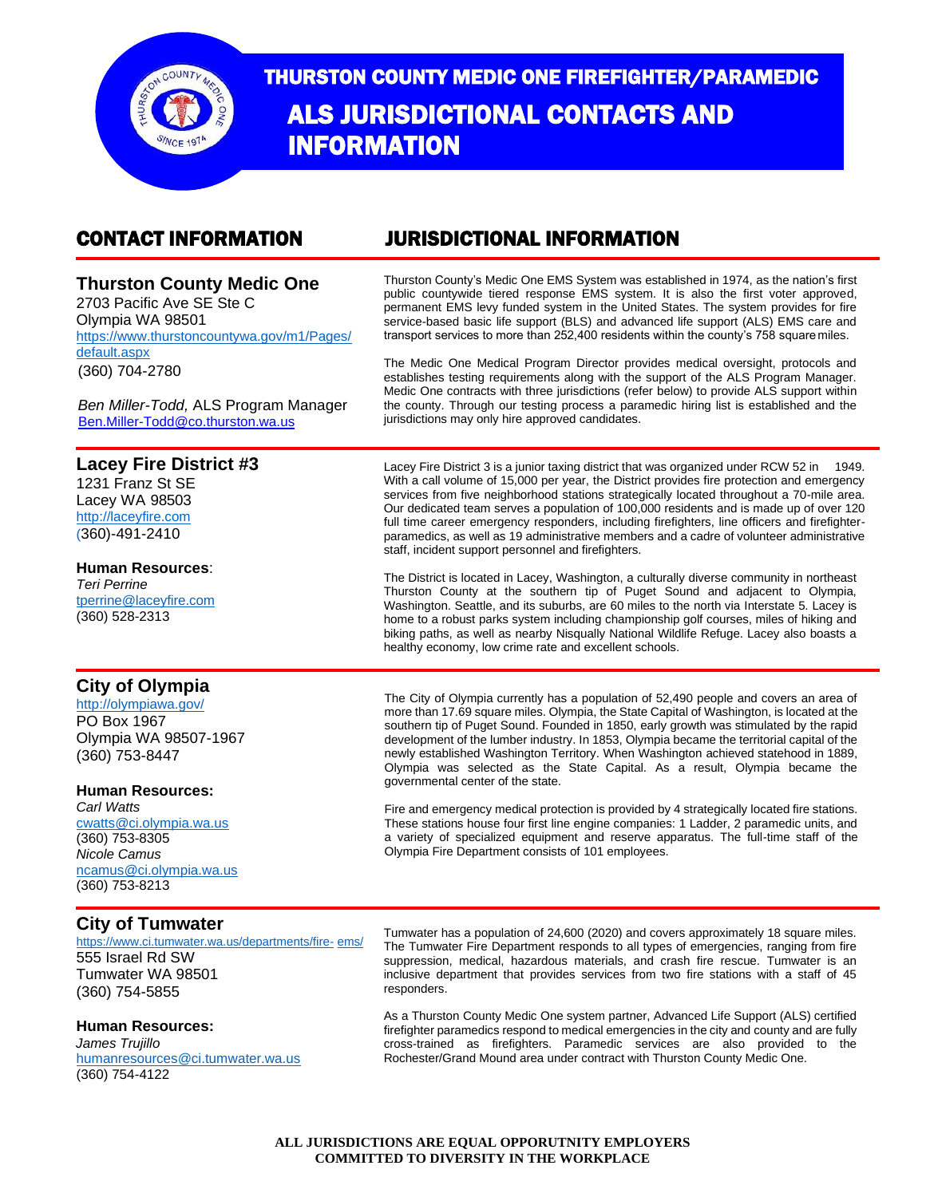# THURSTON COUNTY MEDIC ONE FIREFIGHTER/PARAMEDIC

# ALS JURISDICTIONAL CONTACTS AND INFORMATION

## CONTACT INFORMATION / JURISDICTIONAL INFORMATION

### Thurston County Medic One

2703 Pacific Ave SE Ste C
Olympia WA 98501
https://www.thurstoncountywa.gov/m1/Pages/default.aspx
(360) 704-2780

*Ben Miller-Todd,* ALS Program Manager
Ben.Miller-Todd@co.thurston.wa.us

Thurston County's Medic One EMS System was established in 1974, as the nation's first public countywide tiered response EMS system. It is also the first voter approved, permanent EMS levy funded system in the United States. The system provides for fire service-based basic life support (BLS) and advanced life support (ALS) EMS care and transport services to more than 252,400 residents within the county's 758 square miles.

The Medic One Medical Program Director provides medical oversight, protocols and establishes testing requirements along with the support of the ALS Program Manager. Medic One contracts with three jurisdictions (refer below) to provide ALS support within the county. Through our testing process a paramedic hiring list is established and the jurisdictions may only hire approved candidates.

### Lacey Fire District #3

1231 Franz St SE
Lacey WA 98503
http://laceyfire.com
(360)-491-2410

**Human Resources**:
*Teri Perrine*
tperrine@laceyfire.com
(360) 528-2313

Lacey Fire District 3 is a junior taxing district that was organized under RCW 52 in 1949. With a call volume of 15,000 per year, the District provides fire protection and emergency services from five neighborhood stations strategically located throughout a 70-mile area. Our dedicated team serves a population of 100,000 residents and is made up of over 120 full time career emergency responders, including firefighters, line officers and firefighter-paramedics, as well as 19 administrative members and a cadre of volunteer administrative staff, incident support personnel and firefighters.

The District is located in Lacey, Washington, a culturally diverse community in northeast Thurston County at the southern tip of Puget Sound and adjacent to Olympia, Washington. Seattle, and its suburbs, are 60 miles to the north via Interstate 5. Lacey is home to a robust parks system including championship golf courses, miles of hiking and biking paths, as well as nearby Nisqually National Wildlife Refuge. Lacey also boasts a healthy economy, low crime rate and excellent schools.

### City of Olympia

http://olympiawa.gov/
PO Box 1967
Olympia WA 98507-1967
(360) 753-8447

**Human Resources:**
*Carl Watts*
cwatts@ci.olympia.wa.us
(360) 753-8305
*Nicole Camus*
ncamus@ci.olympia.wa.us
(360) 753-8213

The City of Olympia currently has a population of 52,490 people and covers an area of more than 17.69 square miles. Olympia, the State Capital of Washington, is located at the southern tip of Puget Sound. Founded in 1850, early growth was stimulated by the rapid development of the lumber industry. In 1853, Olympia became the territorial capital of the newly established Washington Territory. When Washington achieved statehood in 1889, Olympia was selected as the State Capital. As a result, Olympia became the governmental center of the state.

Fire and emergency medical protection is provided by 4 strategically located fire stations. These stations house four first line engine companies: 1 Ladder, 2 paramedic units, and a variety of specialized equipment and reserve apparatus. The full-time staff of the Olympia Fire Department consists of 101 employees.

### City of Tumwater

https://www.ci.tumwater.wa.us/departments/fire-ems/
555 Israel Rd SW
Tumwater WA 98501
(360) 754-5855

**Human Resources:**
*James Trujillo*
humanresources@ci.tumwater.wa.us
(360) 754-4122

Tumwater has a population of 24,600 (2020) and covers approximately 18 square miles. The Tumwater Fire Department responds to all types of emergencies, ranging from fire suppression, medical, hazardous materials, and crash fire rescue. Tumwater is an inclusive department that provides services from two fire stations with a staff of 45 responders.

As a Thurston County Medic One system partner, Advanced Life Support (ALS) certified firefighter paramedics respond to medical emergencies in the city and county and are fully cross-trained as firefighters. Paramedic services are also provided to the Rochester/Grand Mound area under contract with Thurston County Medic One.

**ALL JURISDICTIONS ARE EQUAL OPPORUTNITY EMPLOYERS**
**COMMITTED TO DIVERSITY IN THE WORKPLACE**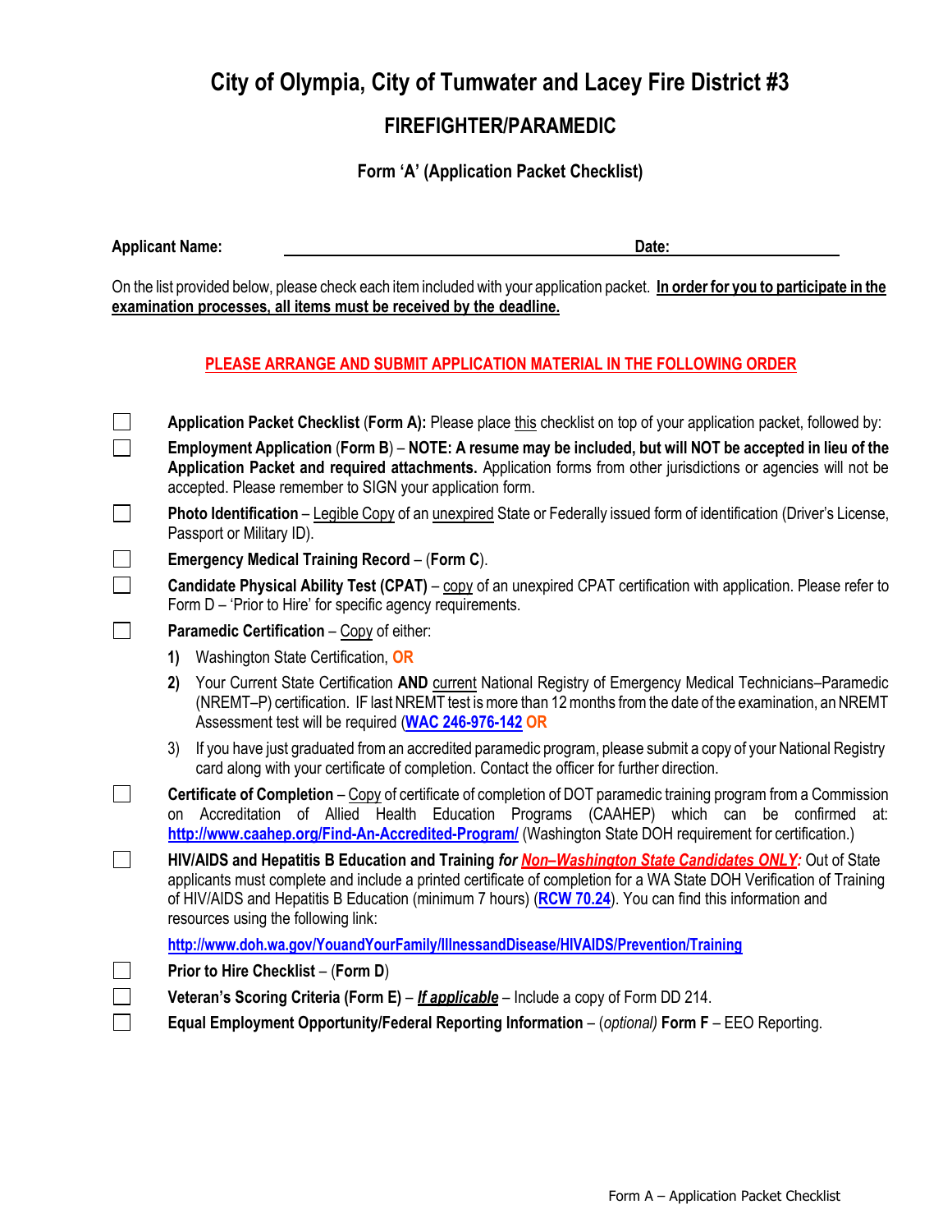# City of Olympia, City of Tumwater and Lacey Fire District #3

## FIREFIGHTER/PARAMEDIC

### Form 'A' (Application Packet Checklist)

**Applicant Name:** ______________________________ **Date:** ____________________

On the list provided below, please check each item included with your application packet. **In order for you to participate in the examination processes, all items must be received by the deadline.**

**PLEASE ARRANGE AND SUBMIT APPLICATION MATERIAL IN THE FOLLOWING ORDER**

- ☐ **Application Packet Checklist** (**Form A):** Please place this checklist on top of your application packet, followed by:
- ☐ **Employment Application** (**Form B**) – **NOTE: A resume may be included, but will NOT be accepted in lieu of the Application Packet and required attachments.** Application forms from other jurisdictions or agencies will not be accepted. Please remember to SIGN your application form.
- ☐ **Photo Identification** – Legible Copy of an unexpired State or Federally issued form of identification (Driver's License, Passport or Military ID).
- ☐ **Emergency Medical Training Record** – (**Form C**).
- ☐ **Candidate Physical Ability Test (CPAT)** – copy of an unexpired CPAT certification with application. Please refer to Form D – 'Prior to Hire' for specific agency requirements.
- ☐ **Paramedic Certification** – Copy of either:
  1. Washington State Certification, **OR**
  2. Your Current State Certification **AND** current National Registry of Emergency Medical Technicians–Paramedic (NREMT–P) certification. IF last NREMT test is more than 12 months from the date of the examination, an NREMT Assessment test will be required (**WAC 246-976-142** **OR**
  3. If you have just graduated from an accredited paramedic program, please submit a copy of your National Registry card along with your certificate of completion. Contact the officer for further direction.
- ☐ **Certificate of Completion** – Copy of certificate of completion of DOT paramedic training program from a Commission on Accreditation of Allied Health Education Programs (CAAHEP) which can be confirmed at: **http://www.caahep.org/Find-An-Accredited-Program/** (Washington State DOH requirement for certification.)
- ☐ **HIV/AIDS and Hepatitis B Education and Training** ***for*** ***Non–Washington State Candidates ONLY:*** Out of State applicants must complete and include a printed certificate of completion for a WA State DOH Verification of Training of HIV/AIDS and Hepatitis B Education (minimum 7 hours) (**RCW 70.24**). You can find this information and resources using the following link:

  **http://www.doh.wa.gov/YouandYourFamily/IllnessandDisease/HIVAIDS/Prevention/Training**
- ☐ **Prior to Hire Checklist** – (**Form D**)
- ☐ **Veteran's Scoring Criteria (Form E)** – ***If applicable*** – Include a copy of Form DD 214.
- ☐ **Equal Employment Opportunity/Federal Reporting Information** – (*optional*) **Form F** – EEO Reporting.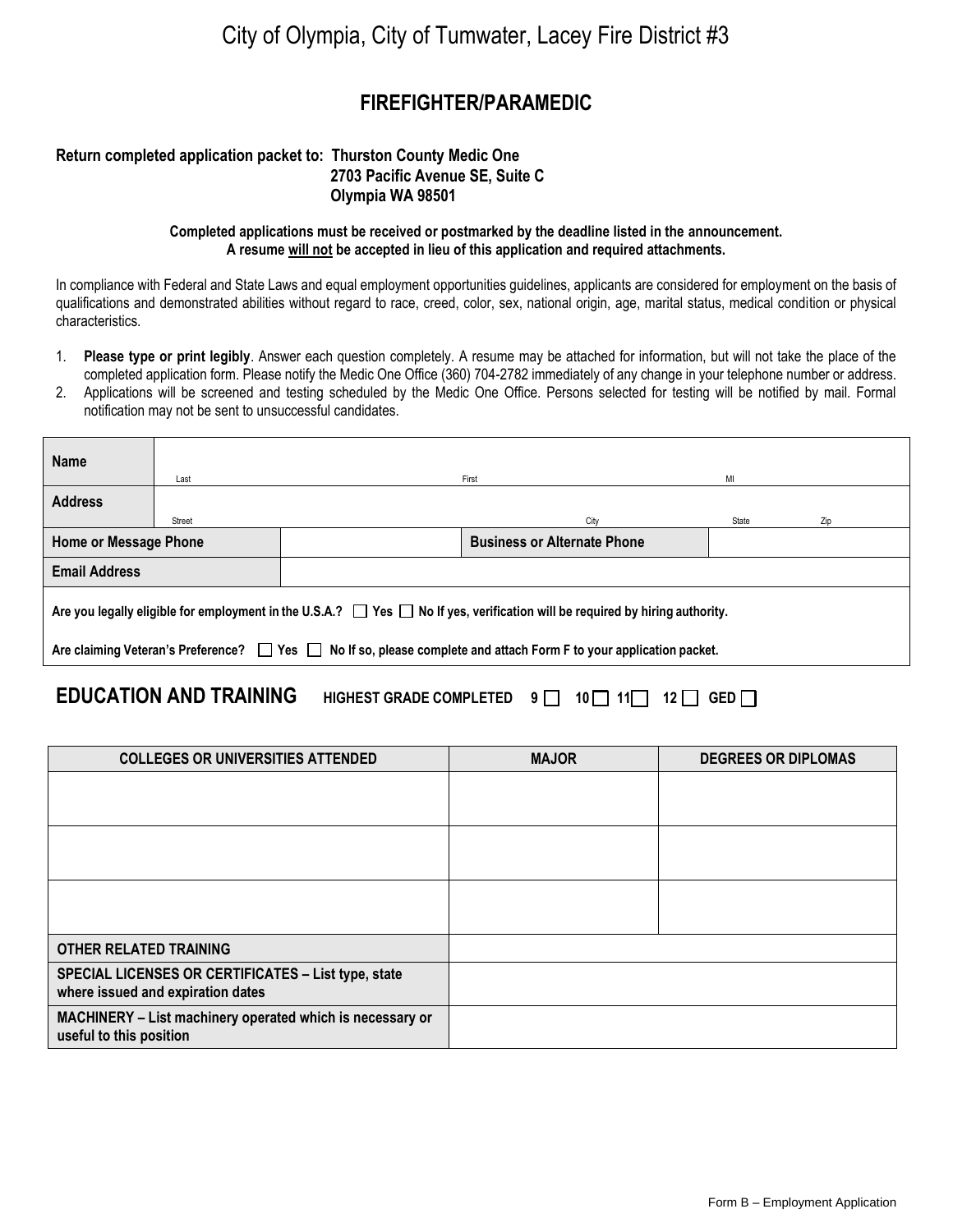# City of Olympia, City of Tumwater, Lacey Fire District #3

## FIREFIGHTER/PARAMEDIC

**Return completed application packet to: Thurston County Medic One**
**2703 Pacific Avenue SE, Suite C**
**Olympia WA 98501**

**Completed applications must be received or postmarked by the deadline listed in the announcement.**
**A resume will not be accepted in lieu of this application and required attachments.**

In compliance with Federal and State Laws and equal employment opportunities guidelines, applicants are considered for employment on the basis of qualifications and demonstrated abilities without regard to race, creed, color, sex, national origin, age, marital status, medical condition or physical characteristics.

1. **Please type or print legibly**. Answer each question completely. A resume may be attached for information, but will not take the place of the completed application form. Please notify the Medic One Office (360) 704-2782 immediately of any change in your telephone number or address.
2. Applications will be screened and testing scheduled by the Medic One Office. Persons selected for testing will be notified by mail. Formal notification may not be sent to unsuccessful candidates.

| **Name** | Last | | First | MI |
|---|---|---|---|---|
| **Address** | Street | | City | State Zip |
| **Home or Message Phone** | | | **Business or Alternate Phone** | |
| **Email Address** | | | | |

**Are you legally eligible for employment in the U.S.A.?** ☐ **Yes** ☐ **No If yes, verification will be required by hiring authority.**

**Are claiming Veteran's Preference?** ☐ **Yes** ☐ **No If so, please complete and attach Form F to your application packet.**

## EDUCATION AND TRAINING

**HIGHEST GRADE COMPLETED 9** ☐ **10** ☐ **11** ☐ **12** ☐ **GED** ☐

| COLLEGES OR UNIVERSITIES ATTENDED | MAJOR | DEGREES OR DIPLOMAS |
|---|---|---|
| | | |
| | | |
| | | |
| **OTHER RELATED TRAINING** | | |
| **SPECIAL LICENSES OR CERTIFICATES – List type, state where issued and expiration dates** | | |
| **MACHINERY – List machinery operated which is necessary or useful to this position** | | |

Form B – Employment Application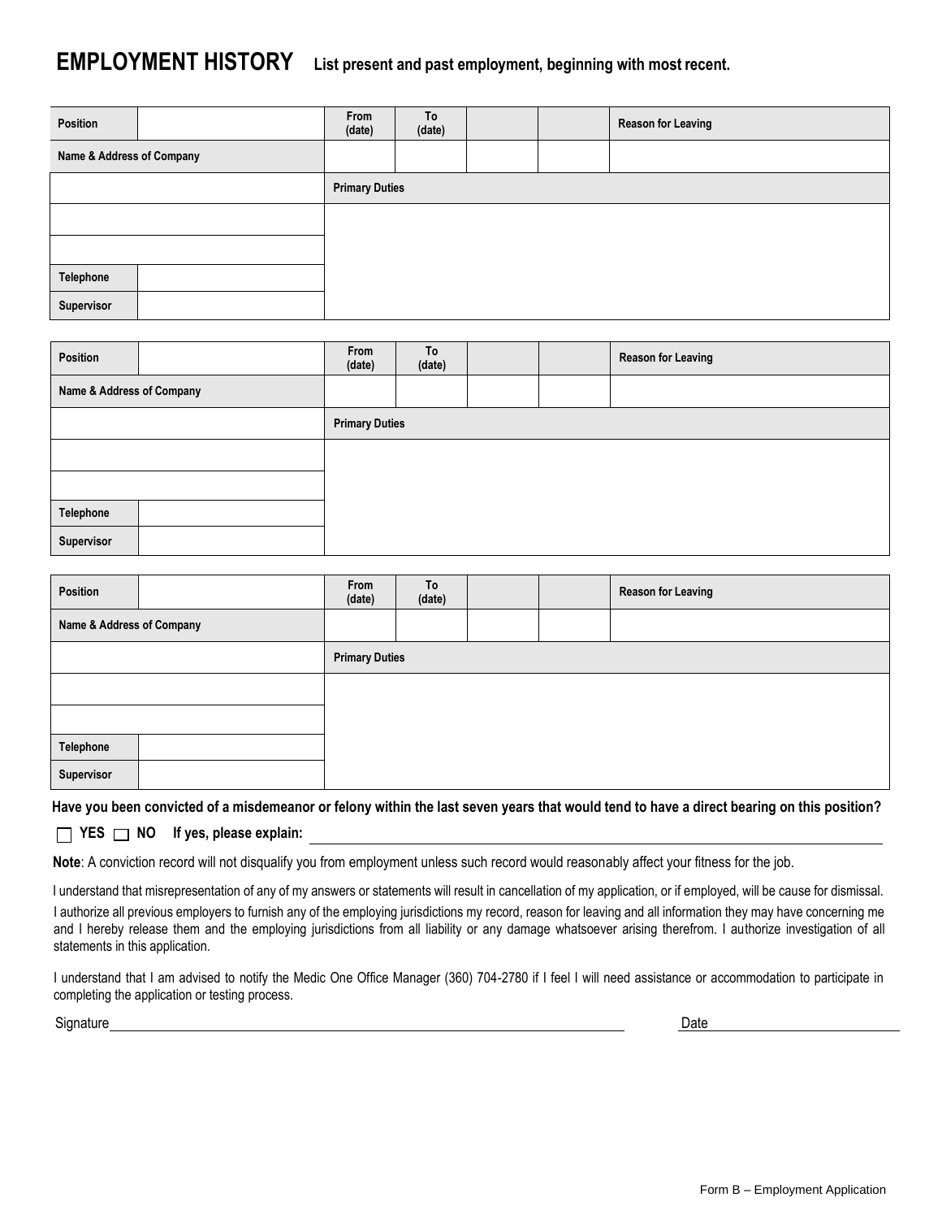# EMPLOYMENT HISTORY

**List present and past employment, beginning with most recent.**

| **Position** | | **From (date)** | **To (date)** | | | **Reason for Leaving** |
|---|---|---|---|---|---|---|
| **Name & Address of Company** | | | | | | |
| | | **Primary Duties** | | | | |
| | | | | | | |
| | | | | | | |
| **Telephone** | | | | | | |
| **Supervisor** | | | | | | |

| **Position** | | **From (date)** | **To (date)** | | | **Reason for Leaving** |
|---|---|---|---|---|---|---|
| **Name & Address of Company** | | | | | | |
| | | **Primary Duties** | | | | |
| | | | | | | |
| | | | | | | |
| **Telephone** | | | | | | |
| **Supervisor** | | | | | | |

| **Position** | | **From (date)** | **To (date)** | | | **Reason for Leaving** |
|---|---|---|---|---|---|---|
| **Name & Address of Company** | | | | | | |
| | | **Primary Duties** | | | | |
| | | | | | | |
| | | | | | | |
| **Telephone** | | | | | | |
| **Supervisor** | | | | | | |

**Have you been convicted of a misdemeanor or felony within the last seven years that would tend to have a direct bearing on this position?**

☐ **YES** ☐ **NO** **If yes, please explain:** ____________________________________________

**Note**: A conviction record will not disqualify you from employment unless such record would reasonably affect your fitness for the job.

I understand that misrepresentation of any of my answers or statements will result in cancellation of my application, or if employed, will be cause for dismissal.

I authorize all previous employers to furnish any of the employing jurisdictions my record, reason for leaving and all information they may have concerning me and I hereby release them and the employing jurisdictions from all liability or any damage whatsoever arising therefrom. I authorize investigation of all statements in this application.

I understand that I am advised to notify the Medic One Office Manager (360) 704-2780 if I feel I will need assistance or accommodation to participate in completing the application or testing process.

Signature ____________________________________________ Date ____________________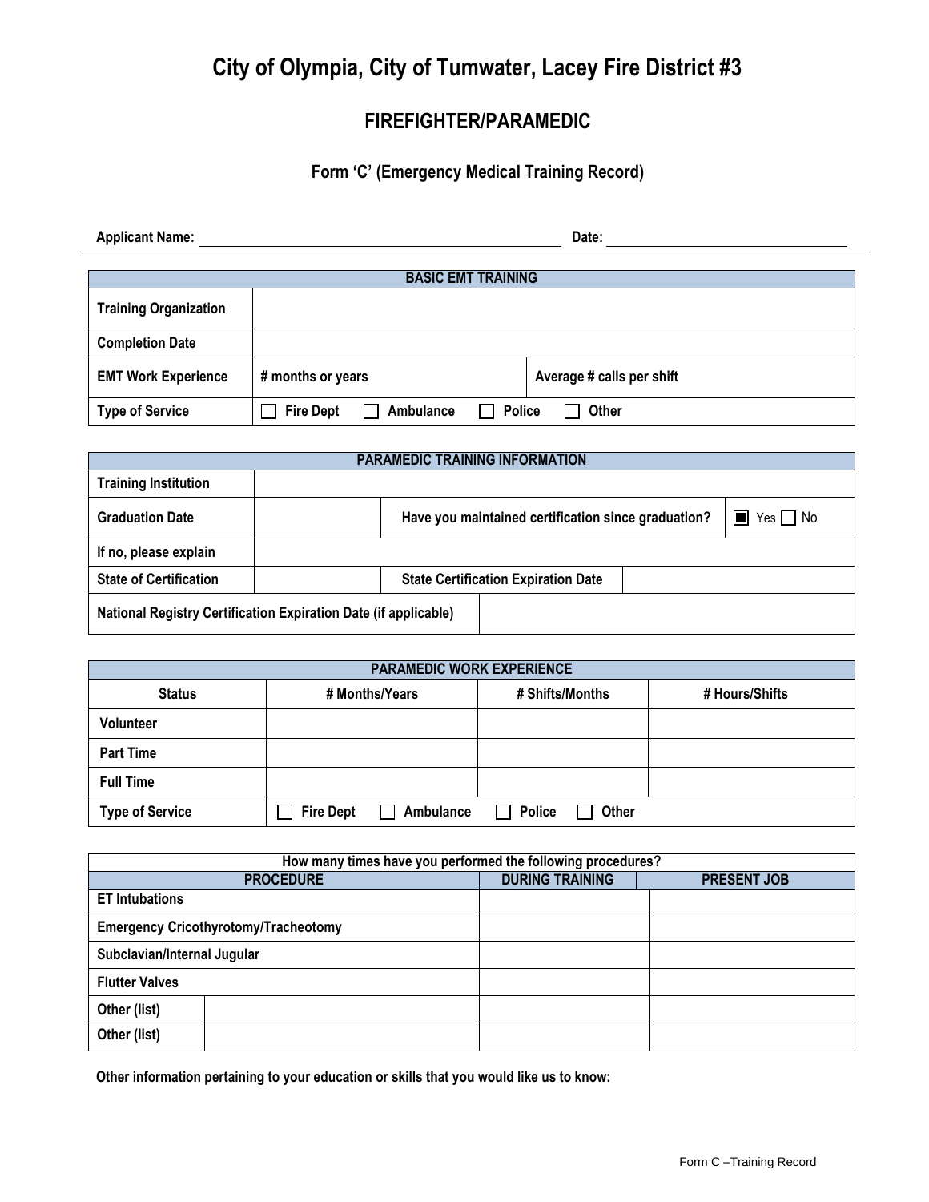# City of Olympia, City of Tumwater, Lacey Fire District #3

## FIREFIGHTER/PARAMEDIC

### Form 'C' (Emergency Medical Training Record)

**Applicant Name:** ______________________________ **Date:** ____________________

| BASIC EMT TRAINING | | |
|---|---|---|
| **Training Organization** | | |
| **Completion Date** | | |
| **EMT Work Experience** | **# months or years** | **Average # calls per shift** |
| **Type of Service** | ☐ **Fire Dept** ☐ **Ambulance** ☐ **Police** ☐ **Other** | |

| PARAMEDIC TRAINING INFORMATION | | | |
|---|---|---|---|
| **Training Institution** | | | |
| **Graduation Date** | | **Have you maintained certification since graduation?** | ■ Yes ☐ No |
| **If no, please explain** | | | |
| **State of Certification** | | **State Certification Expiration Date** | |
| **National Registry Certification Expiration Date (if applicable)** | | | |

| PARAMEDIC WORK EXPERIENCE | | | |
|---|---|---|---|
| **Status** | **# Months/Years** | **# Shifts/Months** | **# Hours/Shifts** |
| **Volunteer** | | | |
| **Part Time** | | | |
| **Full Time** | | | |
| **Type of Service** | ☐ **Fire Dept** ☐ **Ambulance** ☐ **Police** ☐ **Other** | | |

| How many times have you performed the following procedures? | | | |
|---|---|---|---|
| **PROCEDURE** | | **DURING TRAINING** | **PRESENT JOB** |
| **ET Intubations** | | | |
| **Emergency Cricothyrotomy/Tracheotomy** | | | |
| **Subclavian/Internal Jugular** | | | |
| **Flutter Valves** | | | |
| **Other (list)** | | | |
| **Other (list)** | | | |

**Other information pertaining to your education or skills that you would like us to know:**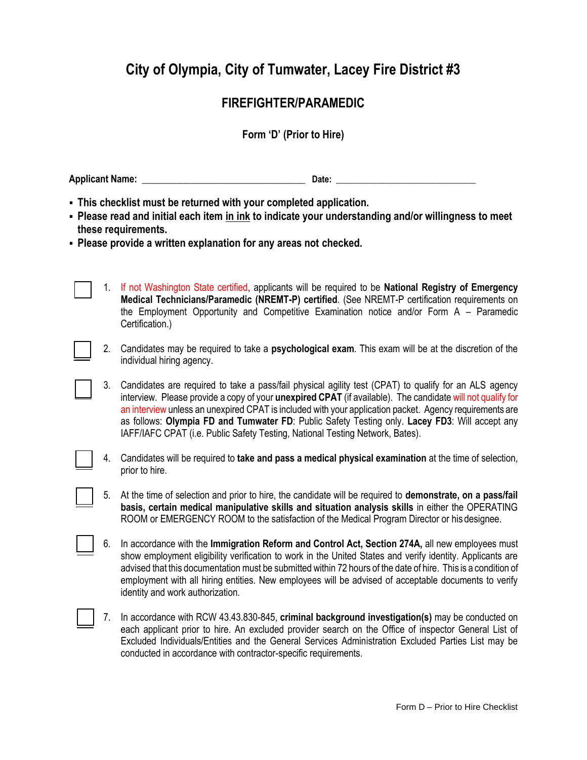# City of Olympia, City of Tumwater, Lacey Fire District #3

## FIREFIGHTER/PARAMEDIC

**Form 'D' (Prior to Hire)**

**Applicant Name:** ______________________________ **Date:** ___________________________

- **This checklist must be returned with your completed application.**
- **Please read and initial each item in ink to indicate your understanding and/or willingness to meet these requirements.**
- **Please provide a written explanation for any areas not checked.**

☐ 1. If not Washington State certified, applicants will be required to be **National Registry of Emergency Medical Technicians/Paramedic (NREMT-P) certified**. (See NREMT-P certification requirements on the Employment Opportunity and Competitive Examination notice and/or Form A – Paramedic Certification.)

☐ 2. Candidates may be required to take a **psychological exam**. This exam will be at the discretion of the individual hiring agency.

☐ 3. Candidates are required to take a pass/fail physical agility test (CPAT) to qualify for an ALS agency interview. Please provide a copy of your **unexpired CPAT** (if available). The candidate will not qualify for an interview unless an unexpired CPAT is included with your application packet. Agency requirements are as follows: **Olympia FD and Tumwater FD**: Public Safety Testing only. **Lacey FD3**: Will accept any IAFF/IAFC CPAT (i.e. Public Safety Testing, National Testing Network, Bates).

☐ 4. Candidates will be required to **take and pass a medical physical examination** at the time of selection, prior to hire.

☐ 5. At the time of selection and prior to hire, the candidate will be required to **demonstrate, on a pass/fail basis, certain medical manipulative skills and situation analysis skills** in either the OPERATING ROOM or EMERGENCY ROOM to the satisfaction of the Medical Program Director or his designee.

☐ 6. In accordance with the **Immigration Reform and Control Act, Section 274A,** all new employees must show employment eligibility verification to work in the United States and verify identity. Applicants are advised that this documentation must be submitted within 72 hours of the date of hire. This is a condition of employment with all hiring entities. New employees will be advised of acceptable documents to verify identity and work authorization.

☐ 7. In accordance with RCW 43.43.830-845, **criminal background investigation(s)** may be conducted on each applicant prior to hire. An excluded provider search on the Office of inspector General List of Excluded Individuals/Entities and the General Services Administration Excluded Parties List may be conducted in accordance with contractor-specific requirements.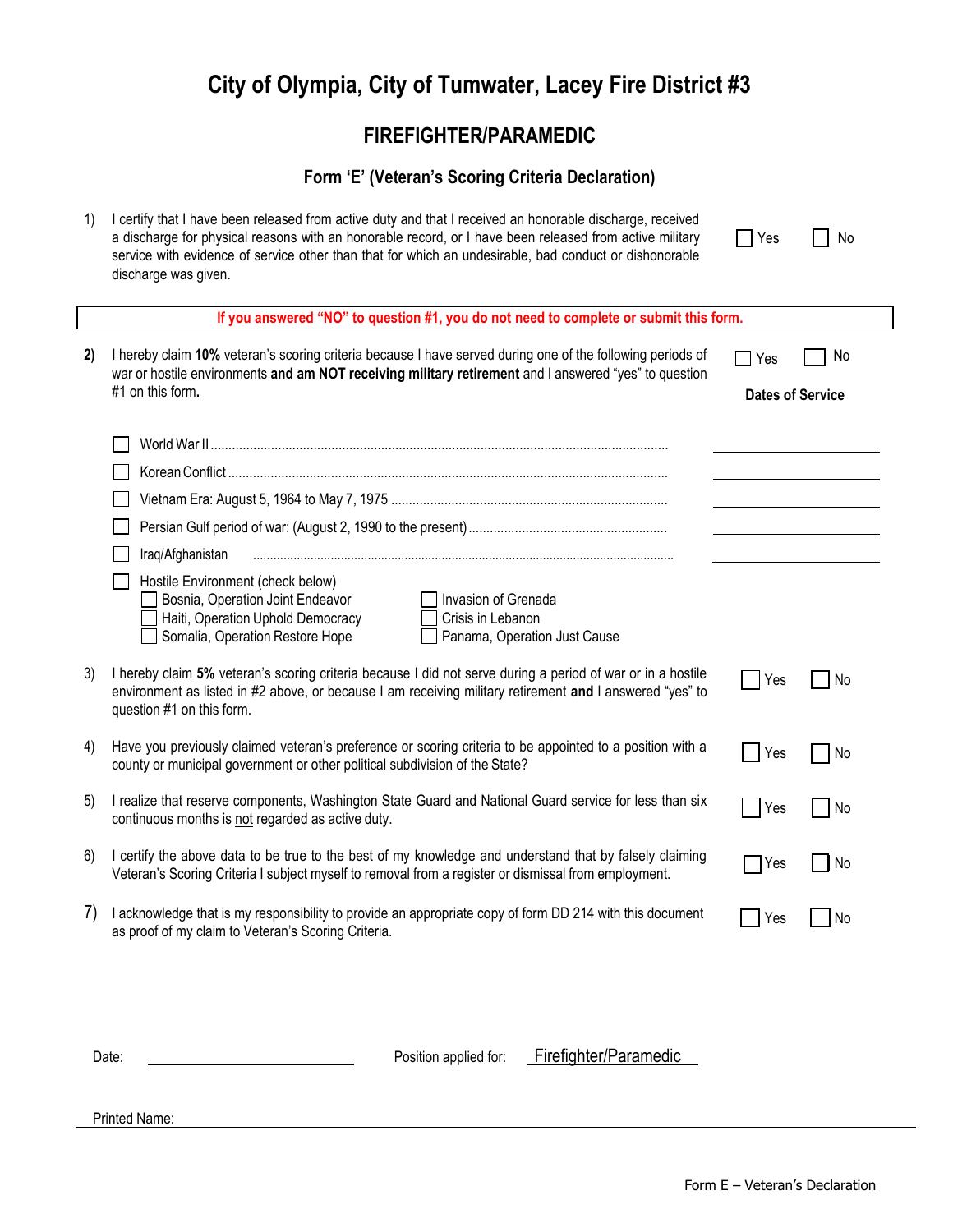# City of Olympia, City of Tumwater, Lacey Fire District #3

## FIREFIGHTER/PARAMEDIC

### Form 'E' (Veteran's Scoring Criteria Declaration)

1) I certify that I have been released from active duty and that I received an honorable discharge, received a discharge for physical reasons with an honorable record, or I have been released from active military service with evidence of service other than that for which an undesirable, bad conduct or dishonorable discharge was given. ☐ Yes ☐ No

**If you answered "NO" to question #1, you do not need to complete or submit this form.**

2) I hereby claim **10%** veteran's scoring criteria because I have served during one of the following periods of war or hostile environments **and am NOT receiving military retirement** and I answered "yes" to question #1 on this form**.** ☐ Yes ☐ No

| | **Dates of Service** |
|---|---|
| ☐ World War II | ____________ |
| ☐ Korean Conflict | ____________ |
| ☐ Vietnam Era: August 5, 1964 to May 7, 1975 | ____________ |
| ☐ Persian Gulf period of war: (August 2, 1990 to the present) | ____________ |
| ☐ Iraq/Afghanistan | ____________ |

☐ Hostile Environment (check below)

- ☐ Bosnia, Operation Joint Endeavor
- ☐ Haiti, Operation Uphold Democracy
- ☐ Somalia, Operation Restore Hope
- ☐ Invasion of Grenada
- ☐ Crisis in Lebanon
- ☐ Panama, Operation Just Cause

3) I hereby claim **5%** veteran's scoring criteria because I did not serve during a period of war or in a hostile environment as listed in #2 above, or because I am receiving military retirement **and** I answered "yes" to question #1 on this form. ☐ Yes ☐ No

4) Have you previously claimed veteran's preference or scoring criteria to be appointed to a position with a county or municipal government or other political subdivision of the State? ☐ Yes ☐ No

5) I realize that reserve components, Washington State Guard and National Guard service for less than six continuous months is not regarded as active duty. ☐ Yes ☐ No

6) I certify the above data to be true to the best of my knowledge and understand that by falsely claiming Veteran's Scoring Criteria I subject myself to removal from a register or dismissal from employment. ☐ Yes ☐ No

7) I acknowledge that is my responsibility to provide an appropriate copy of form DD 214 with this document as proof of my claim to Veteran's Scoring Criteria. ☐ Yes ☐ No

Date: ____________________ Position applied for: Firefighter/Paramedic

Printed Name: ____________________________________________

Form E – Veteran's Declaration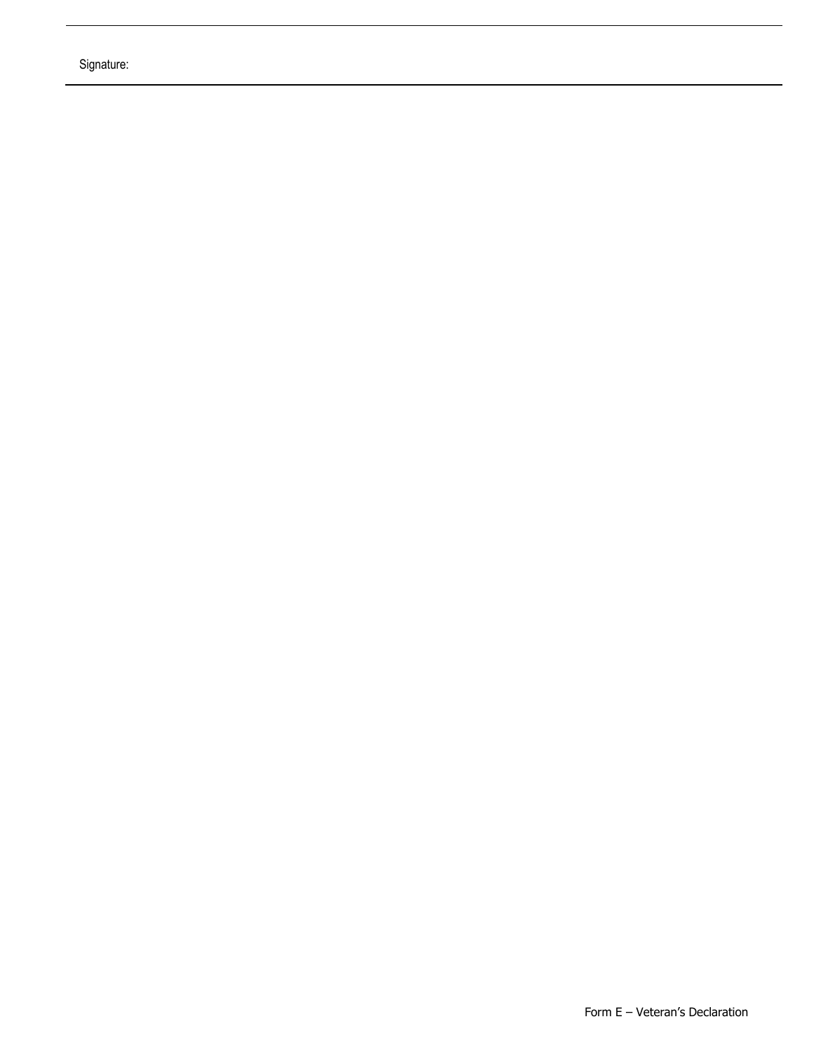Signature: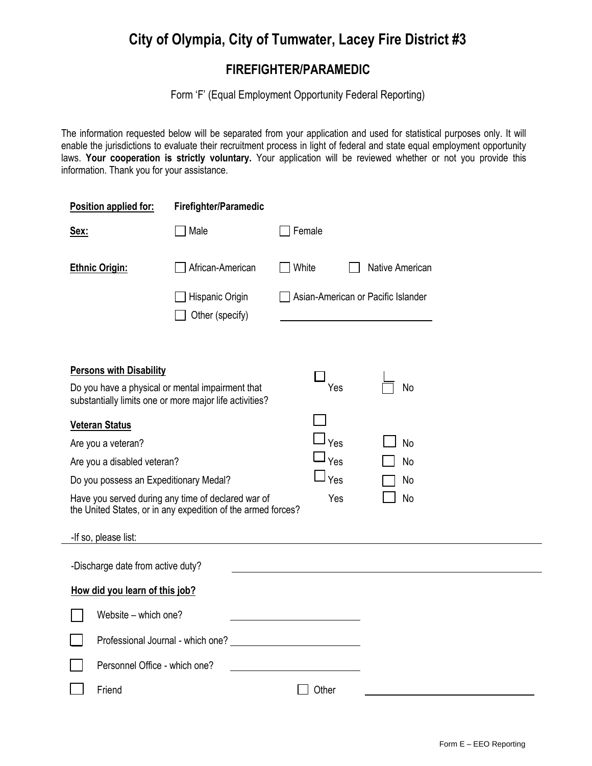# City of Olympia, City of Tumwater, Lacey Fire District #3

## FIREFIGHTER/PARAMEDIC

Form 'F' (Equal Employment Opportunity Federal Reporting)

The information requested below will be separated from your application and used for statistical purposes only. It will enable the jurisdictions to evaluate their recruitment process in light of federal and state equal employment opportunity laws. **Your cooperation is strictly voluntary.** Your application will be reviewed whether or not you provide this information. Thank you for your assistance.

**Position applied for:** Firefighter/Paramedic

**Sex:** ☐ Male ☐ Female

**Ethnic Origin:** ☐ African-American ☐ White ☐ Native American

☐ Hispanic Origin ☐ Asian-American or Pacific Islander

☐ Other (specify) ____________________

**Persons with Disability**

Do you have a physical or mental impairment that substantially limits one or more major life activities? ☐ Yes ☐ No

**Veteran Status**

Are you a veteran? ☐ Yes ☐ No

Are you a disabled veteran? ☐ Yes ☐ No

Do you possess an Expeditionary Medal? ☐ Yes ☐ No

Have you served during any time of declared war of the United States, or in any expedition of the armed forces? ☐ Yes ☐ No

-If so, please list: ____________________

-Discharge date from active duty? ____________________

**How did you learn of this job?**

☐ Website – which one? ____________________

☐ Professional Journal - which one? ____________________

☐ Personnel Office - which one? ____________________

☐ Friend ☐ Other ____________________

Form E – EEO Reporting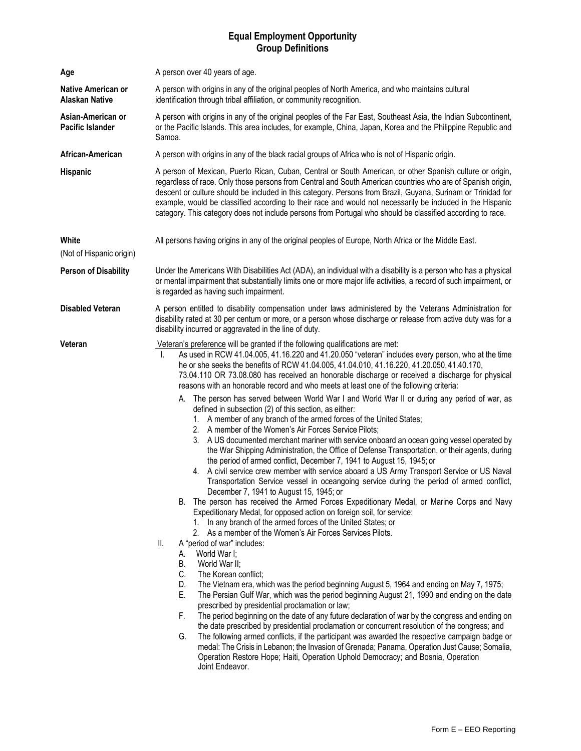# Equal Employment Opportunity
## Group Definitions

**Age**

A person over 40 years of age.

**Native American or Alaskan Native**

A person with origins in any of the original peoples of North America, and who maintains cultural identification through tribal affiliation, or community recognition.

**Asian-American or Pacific Islander**

A person with origins in any of the original peoples of the Far East, Southeast Asia, the Indian Subcontinent, or the Pacific Islands. This area includes, for example, China, Japan, Korea and the Philippine Republic and Samoa.

**African-American**

A person with origins in any of the black racial groups of Africa who is not of Hispanic origin.

**Hispanic**

A person of Mexican, Puerto Rican, Cuban, Central or South American, or other Spanish culture or origin, regardless of race. Only those persons from Central and South American countries who are of Spanish origin, descent or culture should be included in this category. Persons from Brazil, Guyana, Surinam or Trinidad for example, would be classified according to their race and would not necessarily be included in the Hispanic category. This category does not include persons from Portugal who should be classified according to race.

**White** (Not of Hispanic origin)

All persons having origins in any of the original peoples of Europe, North Africa or the Middle East.

**Person of Disability**

Under the Americans With Disabilities Act (ADA), an individual with a disability is a person who has a physical or mental impairment that substantially limits one or more major life activities, a record of such impairment, or is regarded as having such impairment.

**Disabled Veteran**

A person entitled to disability compensation under laws administered by the Veterans Administration for disability rated at 30 per centum or more, or a person whose discharge or release from active duty was for a disability incurred or aggravated in the line of duty.

**Veteran**

Veteran's preference will be granted if the following qualifications are met:

I. As used in RCW 41.04.005, 41.16.220 and 41.20.050 "veteran" includes every person, who at the time he or she seeks the benefits of RCW 41.04.005, 41.04.010, 41.16.220, 41.20.050, 41.40.170, 73.04.110 OR 73.08.080 has received an honorable discharge or received a discharge for physical reasons with an honorable record and who meets at least one of the following criteria:
   A. The person has served between World War I and World War II or during any period of war, as defined in subsection (2) of this section, as either:
      1. A member of any branch of the armed forces of the United States;
      2. A member of the Women's Air Forces Service Pilots;
      3. A US documented merchant mariner with service onboard an ocean going vessel operated by the War Shipping Administration, the Office of Defense Transportation, or their agents, during the period of armed conflict, December 7, 1941 to August 15, 1945; or
      4. A civil service crew member with service aboard a US Army Transport Service or US Naval Transportation Service vessel in oceangoing service during the period of armed conflict, December 7, 1941 to August 15, 1945; or
   B. The person has received the Armed Forces Expeditionary Medal, or Marine Corps and Navy Expeditionary Medal, for opposed action on foreign soil, for service:
      1. In any branch of the armed forces of the United States; or
      2. As a member of the Women's Air Forces Services Pilots.

II. A "period of war" includes:
   A. World War I;
   B. World War II;
   C. The Korean conflict;
   D. The Vietnam era, which was the period beginning August 5, 1964 and ending on May 7, 1975;
   E. The Persian Gulf War, which was the period beginning August 21, 1990 and ending on the date prescribed by presidential proclamation or law;
   F. The period beginning on the date of any future declaration of war by the congress and ending on the date prescribed by presidential proclamation or concurrent resolution of the congress; and
   G. The following armed conflicts, if the participant was awarded the respective campaign badge or medal: The Crisis in Lebanon; the Invasion of Grenada; Panama, Operation Just Cause; Somalia, Operation Restore Hope; Haiti, Operation Uphold Democracy; and Bosnia, Operation Joint Endeavor.

Form E – EEO Reporting